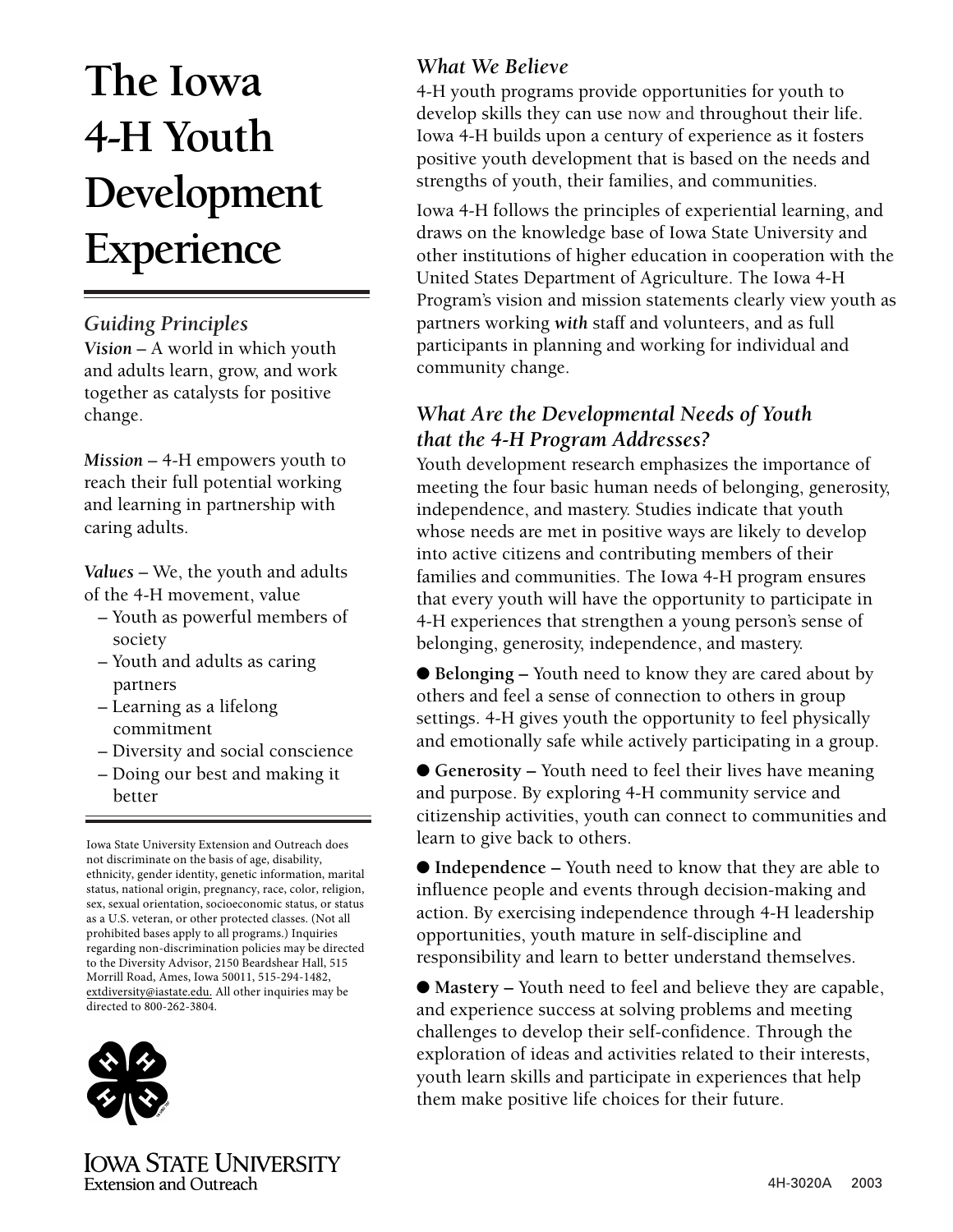# The Iowa 4-H Youth Development Experience

## *Guiding Principles*

***Vision*** – A world in which youth and adults learn, grow, and work together as catalysts for positive change.

***Mission*** – 4-H empowers youth to reach their full potential working and learning in partnership with caring adults.

***Values*** – We, the youth and adults of the 4-H movement, value

- Youth as powerful members of society
- Youth and adults as caring partners
- Learning as a lifelong commitment
- Diversity and social conscience
- Doing our best and making it better

Iowa State University Extension and Outreach does not discriminate on the basis of age, disability, ethnicity, gender identity, genetic information, marital status, national origin, pregnancy, race, color, religion, sex, sexual orientation, socioeconomic status, or status as a U.S. veteran, or other protected classes. (Not all prohibited bases apply to all programs.) Inquiries regarding non-discrimination policies may be directed to the Diversity Advisor, 2150 Beardshear Hall, 515 Morrill Road, Ames, Iowa 50011, 515-294-1482, extdiversity@iastate.edu. All other inquiries may be directed to 800-262-3804.

Iowa State University Extension and Outreach

## *What We Believe*

4-H youth programs provide opportunities for youth to develop skills they can use now and throughout their life. Iowa 4-H builds upon a century of experience as it fosters positive youth development that is based on the needs and strengths of youth, their families, and communities.

Iowa 4-H follows the principles of experiential learning, and draws on the knowledge base of Iowa State University and other institutions of higher education in cooperation with the United States Department of Agriculture. The Iowa 4-H Program's vision and mission statements clearly view youth as partners working ***with*** staff and volunteers, and as full participants in planning and working for individual and community change.

## *What Are the Developmental Needs of Youth that the 4-H Program Addresses?*

Youth development research emphasizes the importance of meeting the four basic human needs of belonging, generosity, independence, and mastery. Studies indicate that youth whose needs are met in positive ways are likely to develop into active citizens and contributing members of their families and communities. The Iowa 4-H program ensures that every youth will have the opportunity to participate in 4-H experiences that strengthen a young person's sense of belonging, generosity, independence, and mastery.

- **Belonging –** Youth need to know they are cared about by others and feel a sense of connection to others in group settings. 4-H gives youth the opportunity to feel physically and emotionally safe while actively participating in a group.
- **Generosity –** Youth need to feel their lives have meaning and purpose. By exploring 4-H community service and citizenship activities, youth can connect to communities and learn to give back to others.
- **Independence –** Youth need to know that they are able to influence people and events through decision-making and action. By exercising independence through 4-H leadership opportunities, youth mature in self-discipline and responsibility and learn to better understand themselves.
- **Mastery –** Youth need to feel and believe they are capable, and experience success at solving problems and meeting challenges to develop their self-confidence. Through the exploration of ideas and activities related to their interests, youth learn skills and participate in experiences that help them make positive life choices for their future.

4H-3020A 2003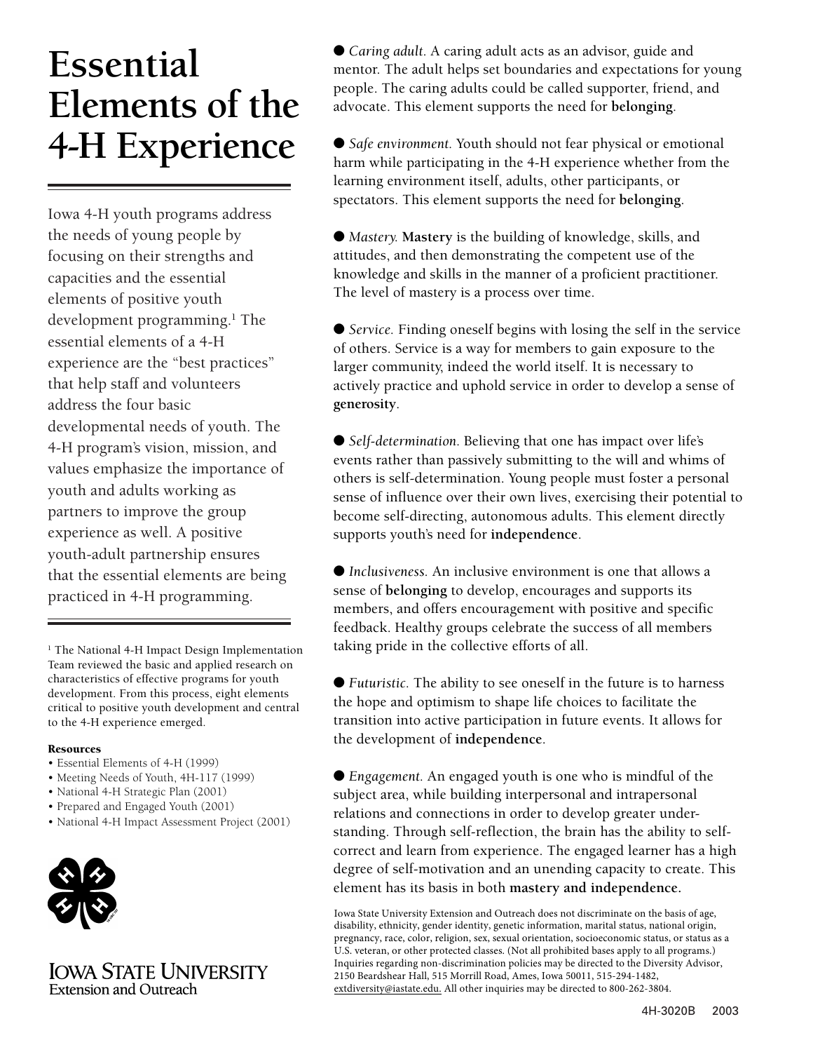# Essential Elements of the 4-H Experience

Iowa 4-H youth programs address the needs of young people by focusing on their strengths and capacities and the essential elements of positive youth development programming.[1] The essential elements of a 4-H experience are the "best practices" that help staff and volunteers address the four basic developmental needs of youth. The 4-H program's vision, mission, and values emphasize the importance of youth and adults working as partners to improve the group experience as well. A positive youth-adult partnership ensures that the essential elements are being practiced in 4-H programming.

[1] The National 4-H Impact Design Implementation Team reviewed the basic and applied research on characteristics of effective programs for youth development. From this process, eight elements critical to positive youth development and central to the 4-H experience emerged.

**Resources**

- Essential Elements of 4-H (1999)
- Meeting Needs of Youth, 4H-117 (1999)
- National 4-H Strategic Plan (2001)
- Prepared and Engaged Youth (2001)
- National 4-H Impact Assessment Project (2001)

IOWA STATE UNIVERSITY
Extension and Outreach

- *Caring adult.* A caring adult acts as an advisor, guide and mentor. The adult helps set boundaries and expectations for young people. The caring adults could be called supporter, friend, and advocate. This element supports the need for **belonging**.

- *Safe environment.* Youth should not fear physical or emotional harm while participating in the 4-H experience whether from the learning environment itself, adults, other participants, or spectators. This element supports the need for **belonging**.

- *Mastery.* **Mastery** is the building of knowledge, skills, and attitudes, and then demonstrating the competent use of the knowledge and skills in the manner of a proficient practitioner. The level of mastery is a process over time.

- *Service.* Finding oneself begins with losing the self in the service of others. Service is a way for members to gain exposure to the larger community, indeed the world itself. It is necessary to actively practice and uphold service in order to develop a sense of **generosity**.

- *Self-determination.* Believing that one has impact over life's events rather than passively submitting to the will and whims of others is self-determination. Young people must foster a personal sense of influence over their own lives, exercising their potential to become self-directing, autonomous adults. This element directly supports youth's need for **independence**.

- *Inclusiveness.* An inclusive environment is one that allows a sense of **belonging** to develop, encourages and supports its members, and offers encouragement with positive and specific feedback. Healthy groups celebrate the success of all members taking pride in the collective efforts of all.

- *Futuristic.* The ability to see oneself in the future is to harness the hope and optimism to shape life choices to facilitate the transition into active participation in future events. It allows for the development of **independence**.

- *Engagement.* An engaged youth is one who is mindful of the subject area, while building interpersonal and intrapersonal relations and connections in order to develop greater understanding. Through self-reflection, the brain has the ability to self-correct and learn from experience. The engaged learner has a high degree of self-motivation and an unending capacity to create. This element has its basis in both **mastery and independence.**

Iowa State University Extension and Outreach does not discriminate on the basis of age, disability, ethnicity, gender identity, genetic information, marital status, national origin, pregnancy, race, color, religion, sex, sexual orientation, socioeconomic status, or status as a U.S. veteran, or other protected classes. (Not all prohibited bases apply to all programs.) Inquiries regarding non-discrimination policies may be directed to the Diversity Advisor, 2150 Beardshear Hall, 515 Morrill Road, Ames, Iowa 50011, 515-294-1482, extdiversity@iastate.edu. All other inquiries may be directed to 800-262-3804.

4H-3020B 2003